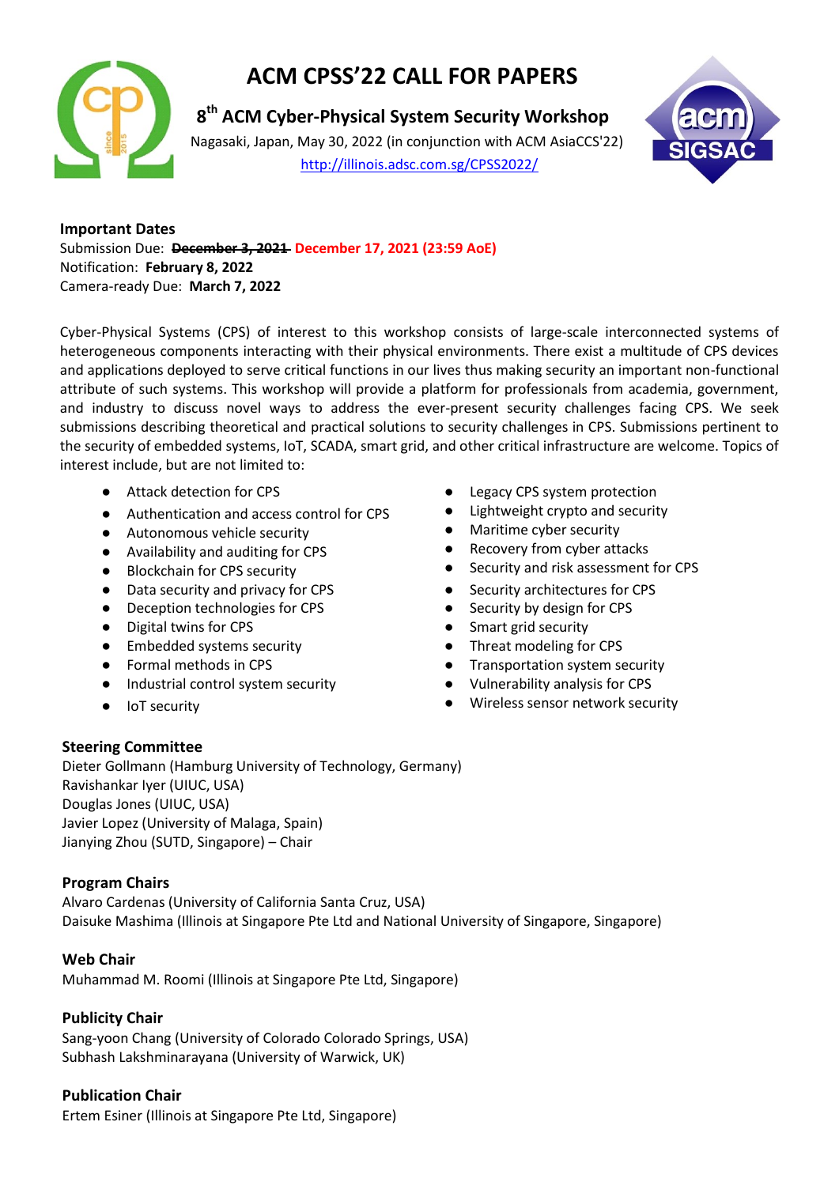# ACM CPSS'22 CALL FOR PAPERS

## 8th ACM Cyber-Physical System Security Workshop

Nagasaki, Japan, May 30, 2022 (in conjunction with ACM AsiaCCS'22)

[http://illinois.adsc.com.sg/CPSS2022/](http://illinois.adsc.com.sg/CPSS2022/)

### Important Dates

Submission Due: ~~December 3, 2021~~ **December 17, 2021 (23:59 AoE)**
Notification: **February 8, 2022**
Camera-ready Due: **March 7, 2022**

Cyber-Physical Systems (CPS) of interest to this workshop consists of large-scale interconnected systems of heterogeneous components interacting with their physical environments. There exist a multitude of CPS devices and applications deployed to serve critical functions in our lives thus making security an important non-functional attribute of such systems. This workshop will provide a platform for professionals from academia, government, and industry to discuss novel ways to address the ever-present security challenges facing CPS. We seek submissions describing theoretical and practical solutions to security challenges in CPS. Submissions pertinent to the security of embedded systems, IoT, SCADA, smart grid, and other critical infrastructure are welcome. Topics of interest include, but are not limited to:

- Attack detection for CPS
- Authentication and access control for CPS
- Autonomous vehicle security
- Availability and auditing for CPS
- Blockchain for CPS security
- Data security and privacy for CPS
- Deception technologies for CPS
- Digital twins for CPS
- Embedded systems security
- Formal methods in CPS
- Industrial control system security
- IoT security
- Legacy CPS system protection
- Lightweight crypto and security
- Maritime cyber security
- Recovery from cyber attacks
- Security and risk assessment for CPS
- Security architectures for CPS
- Security by design for CPS
- Smart grid security
- Threat modeling for CPS
- Transportation system security
- Vulnerability analysis for CPS
- Wireless sensor network security

### Steering Committee

Dieter Gollmann (Hamburg University of Technology, Germany)
Ravishankar Iyer (UIUC, USA)
Douglas Jones (UIUC, USA)
Javier Lopez (University of Malaga, Spain)
Jianying Zhou (SUTD, Singapore) – Chair

### Program Chairs

Alvaro Cardenas (University of California Santa Cruz, USA)
Daisuke Mashima (Illinois at Singapore Pte Ltd and National University of Singapore, Singapore)

### Web Chair

Muhammad M. Roomi (Illinois at Singapore Pte Ltd, Singapore)

### Publicity Chair

Sang-yoon Chang (University of Colorado Colorado Springs, USA)
Subhash Lakshminarayana (University of Warwick, UK)

### Publication Chair

Ertem Esiner (Illinois at Singapore Pte Ltd, Singapore)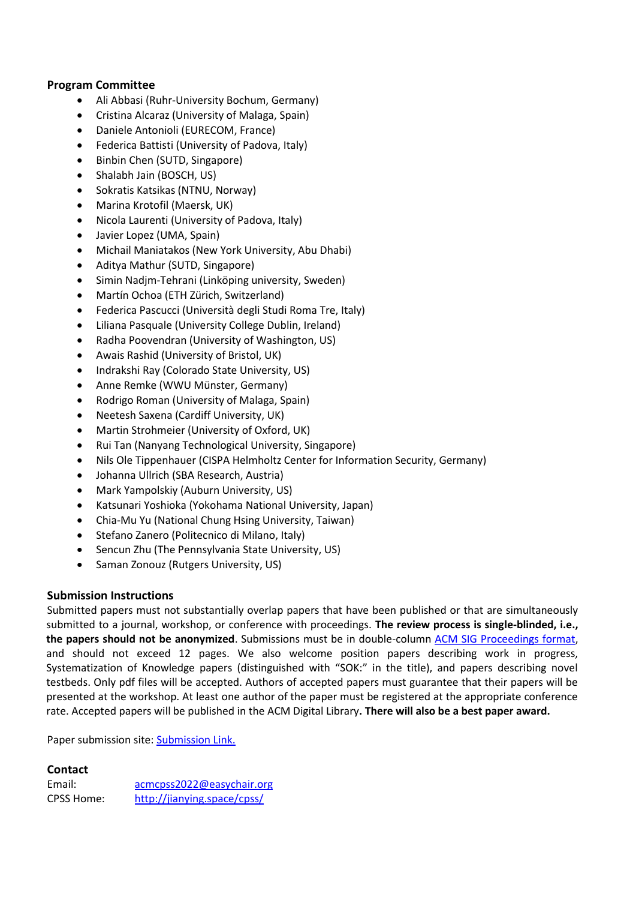### Program Committee

- Ali Abbasi (Ruhr-University Bochum, Germany)
- Cristina Alcaraz (University of Malaga, Spain)
- Daniele Antonioli (EURECOM, France)
- Federica Battisti (University of Padova, Italy)
- Binbin Chen (SUTD, Singapore)
- Shalabh Jain (BOSCH, US)
- Sokratis Katsikas (NTNU, Norway)
- Marina Krotofil (Maersk, UK)
- Nicola Laurenti (University of Padova, Italy)
- Javier Lopez (UMA, Spain)
- Michail Maniatakos (New York University, Abu Dhabi)
- Aditya Mathur (SUTD, Singapore)
- Simin Nadjm-Tehrani (Linköping university, Sweden)
- Martín Ochoa (ETH Zürich, Switzerland)
- Federica Pascucci (Università degli Studi Roma Tre, Italy)
- Liliana Pasquale (University College Dublin, Ireland)
- Radha Poovendran (University of Washington, US)
- Awais Rashid (University of Bristol, UK)
- Indrakshi Ray (Colorado State University, US)
- Anne Remke (WWU Münster, Germany)
- Rodrigo Roman (University of Malaga, Spain)
- Neetesh Saxena (Cardiff University, UK)
- Martin Strohmeier (University of Oxford, UK)
- Rui Tan (Nanyang Technological University, Singapore)
- Nils Ole Tippenhauer (CISPA Helmholtz Center for Information Security, Germany)
- Johanna Ullrich (SBA Research, Austria)
- Mark Yampolskiy (Auburn University, US)
- Katsunari Yoshioka (Yokohama National University, Japan)
- Chia-Mu Yu (National Chung Hsing University, Taiwan)
- Stefano Zanero (Politecnico di Milano, Italy)
- Sencun Zhu (The Pennsylvania State University, US)
- Saman Zonouz (Rutgers University, US)

### Submission Instructions

Submitted papers must not substantially overlap papers that have been published or that are simultaneously submitted to a journal, workshop, or conference with proceedings. **The review process is single-blinded, i.e., the papers should not be anonymized**. Submissions must be in double-column ACM SIG Proceedings format, and should not exceed 12 pages. We also welcome position papers describing work in progress, Systematization of Knowledge papers (distinguished with "SOK:" in the title), and papers describing novel testbeds. Only pdf files will be accepted. Authors of accepted papers must guarantee that their papers will be presented at the workshop. At least one author of the paper must be registered at the appropriate conference rate. Accepted papers will be published in the ACM Digital Library**. There will also be a best paper award.**

Paper submission site: Submission Link.

### Contact

Email: acmcpss2022@easychair.org
CPSS Home: http://jianying.space/cpss/